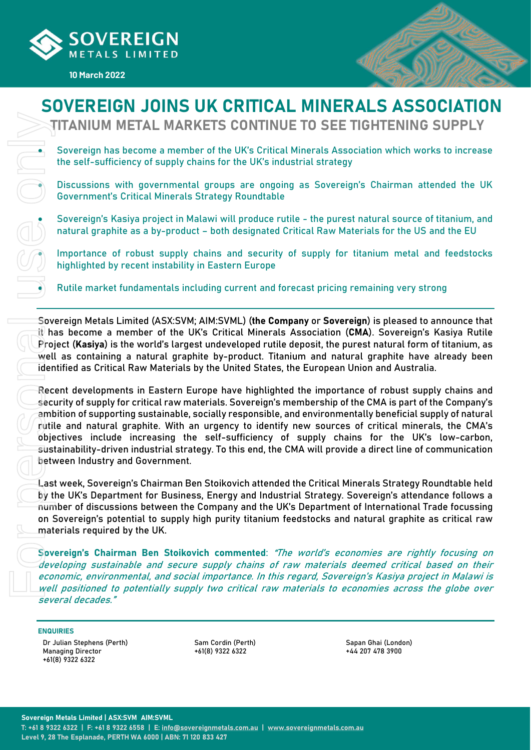# SOVEREIGN JOINS UK CRITICAL MINERALS ASSOCIATION

## TITANIUM METAL MARKETS CONTINUE TO SEE TIGHTENING SUPPLY

10 March 2022

- Sovereign has become a member of the UK's Critical Minerals Association which works to increase the self-sufficiency of supply chains for the UK's industrial strategy
- Discussions with governmental groups are ongoing as Sovereign's Chairman attended the UK Government's Critical Minerals Strategy Roundtable
- Sovereign's Kasiya project in Malawi will produce rutile - the purest natural source of titanium, and natural graphite as a by-product – both designated Critical Raw Materials for the US and the EU
- Importance of robust supply chains and security of supply for titanium metal and feedstocks highlighted by recent instability in Eastern Europe
- Rutile market fundamentals including current and forecast pricing remaining very strong

Sovereign Metals Limited (ASX:SVM; AIM:SVML) (**the Company** or **Sovereign**) is pleased to announce that it has become a member of the UK's Critical Minerals Association (**CMA**). Sovereign's Kasiya Rutile Project (**Kasiya**) is the world's largest undeveloped rutile deposit, the purest natural form of titanium, as well as containing a natural graphite by-product. Titanium and natural graphite have already been identified as Critical Raw Materials by the United States, the European Union and Australia.

Recent developments in Eastern Europe have highlighted the importance of robust supply chains and security of supply for critical raw materials. Sovereign's membership of the CMA is part of the Company's ambition of supporting sustainable, socially responsible, and environmentally beneficial supply of natural rutile and natural graphite. With an urgency to identify new sources of critical minerals, the CMA's objectives include increasing the self-sufficiency of supply chains for the UK's low-carbon, sustainability-driven industrial strategy. To this end, the CMA will provide a direct line of communication between Industry and Government.

Last week, Sovereign's Chairman Ben Stoikovich attended the Critical Minerals Strategy Roundtable held by the UK's Department for Business, Energy and Industrial Strategy. Sovereign's attendance follows a number of discussions between the Company and the UK's Department of International Trade focussing on Sovereign's potential to supply high purity titanium feedstocks and natural graphite as critical raw materials required by the UK.

**Sovereign's Chairman Ben Stoikovich commented**: *"The world's economies are rightly focusing on developing sustainable and secure supply chains of raw materials deemed critical based on their economic, environmental, and social importance. In this regard, Sovereign's Kasiya project in Malawi is well positioned to potentially supply two critical raw materials to economies across the globe over several decades."*

**ENQUIRIES**

Dr Julian Stephens (Perth)
Managing Director
+61(8) 9322 6322

Sam Cordin (Perth)
+61(8) 9322 6322

Sapan Ghai (London)
+44 207 478 3900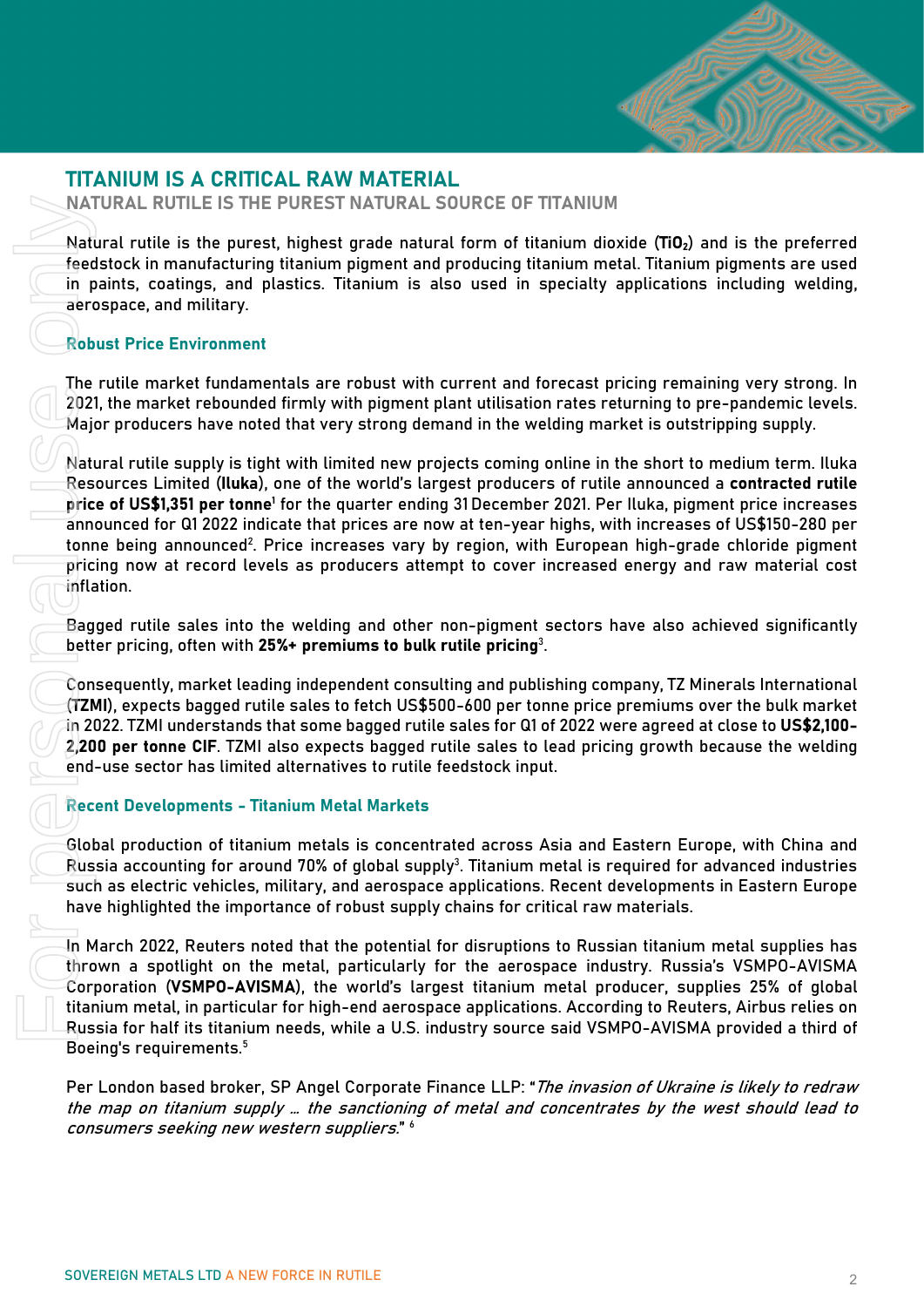## TITANIUM IS A CRITICAL RAW MATERIAL

### NATURAL RUTILE IS THE PUREST NATURAL SOURCE OF TITANIUM

Natural rutile is the purest, highest grade natural form of titanium dioxide (**$TiO_2$**) and is the preferred feedstock in manufacturing titanium pigment and producing titanium metal. Titanium pigments are used in paints, coatings, and plastics. Titanium is also used in specialty applications including welding, aerospace, and military.

### Robust Price Environment

The rutile market fundamentals are robust with current and forecast pricing remaining very strong. In 2021, the market rebounded firmly with pigment plant utilisation rates returning to pre-pandemic levels. Major producers have noted that very strong demand in the welding market is outstripping supply.

Natural rutile supply is tight with limited new projects coming online in the short to medium term. Iluka Resources Limited (**Iluka**), one of the world's largest producers of rutile announced a **contracted rutile price of US$1,351 per tonne**[1] for the quarter ending 31 December 2021. Per Iluka, pigment price increases announced for Q1 2022 indicate that prices are now at ten-year highs, with increases of US$150-280 per tonne being announced[2]. Price increases vary by region, with European high-grade chloride pigment pricing now at record levels as producers attempt to cover increased energy and raw material cost inflation.

Bagged rutile sales into the welding and other non-pigment sectors have also achieved significantly better pricing, often with **25%+ premiums to bulk rutile pricing**[3].

Consequently, market leading independent consulting and publishing company, TZ Minerals International (**TZMI**), expects bagged rutile sales to fetch US$500-600 per tonne price premiums over the bulk market in 2022. TZMI understands that some bagged rutile sales for Q1 of 2022 were agreed at close to **US$2,100-2,200 per tonne CIF**. TZMI also expects bagged rutile sales to lead pricing growth because the welding end-use sector has limited alternatives to rutile feedstock input.

### Recent Developments - Titanium Metal Markets

Global production of titanium metals is concentrated across Asia and Eastern Europe, with China and Russia accounting for around 70% of global supply[3]. Titanium metal is required for advanced industries such as electric vehicles, military, and aerospace applications. Recent developments in Eastern Europe have highlighted the importance of robust supply chains for critical raw materials.

In March 2022, Reuters noted that the potential for disruptions to Russian titanium metal supplies has thrown a spotlight on the metal, particularly for the aerospace industry. Russia's VSMPO-AVISMA Corporation (**VSMPO-AVISMA**), the world's largest titanium metal producer, supplies 25% of global titanium metal, in particular for high-end aerospace applications. According to Reuters, Airbus relies on Russia for half its titanium needs, while a U.S. industry source said VSMPO-AVISMA provided a third of Boeing's requirements.[5]

Per London based broker, SP Angel Corporate Finance LLP: "*The invasion of Ukraine is likely to redraw the map on titanium supply … the sanctioning of metal and concentrates by the west should lead to consumers seeking new western suppliers.*" [6]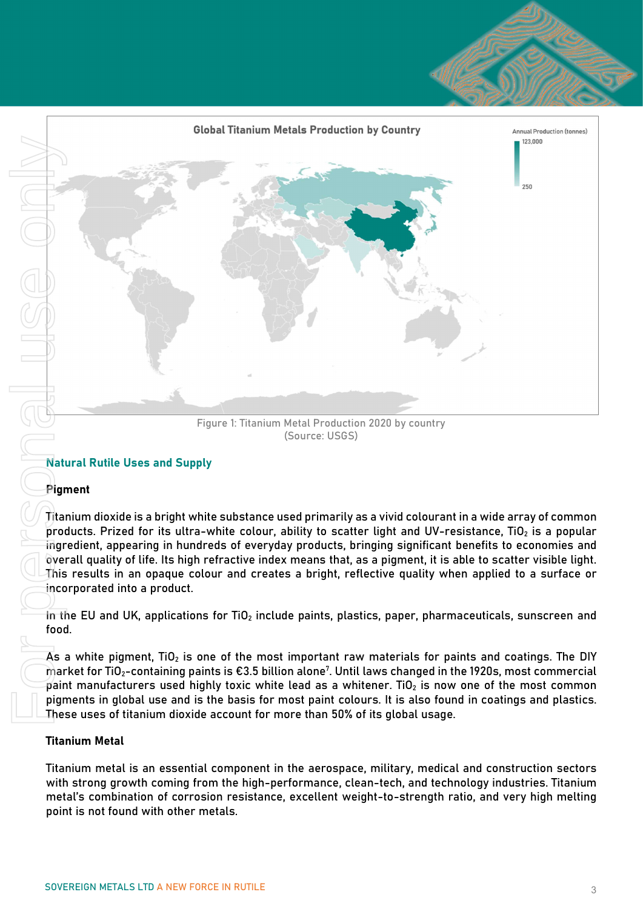Global Titanium Metals Production by Country

Annual Production (tonnes)

123,000

250

Figure 1: Titanium Metal Production 2020 by country
(Source: USGS)

## Natural Rutile Uses and Supply

### Pigment

Titanium dioxide is a bright white substance used primarily as a vivid colourant in a wide array of common products. Prized for its ultra-white colour, ability to scatter light and UV-resistance, $TiO_2$ is a popular ingredient, appearing in hundreds of everyday products, bringing significant benefits to economies and overall quality of life. Its high refractive index means that, as a pigment, it is able to scatter visible light. This results in an opaque colour and creates a bright, reflective quality when applied to a surface or incorporated into a product.

In the EU and UK, applications for $TiO_2$ include paints, plastics, paper, pharmaceuticals, sunscreen and food.

As a white pigment, $TiO_2$ is one of the most important raw materials for paints and coatings. The DIY market for $TiO_2$-containing paints is €3.5 billion alone[7]. Until laws changed in the 1920s, most commercial paint manufacturers used highly toxic white lead as a whitener. $TiO_2$ is now one of the most common pigments in global use and is the basis for most paint colours. It is also found in coatings and plastics. These uses of titanium dioxide account for more than 50% of its global usage.

### Titanium Metal

Titanium metal is an essential component in the aerospace, military, medical and construction sectors with strong growth coming from the high-performance, clean-tech, and technology industries. Titanium metal's combination of corrosion resistance, excellent weight-to-strength ratio, and very high melting point is not found with other metals.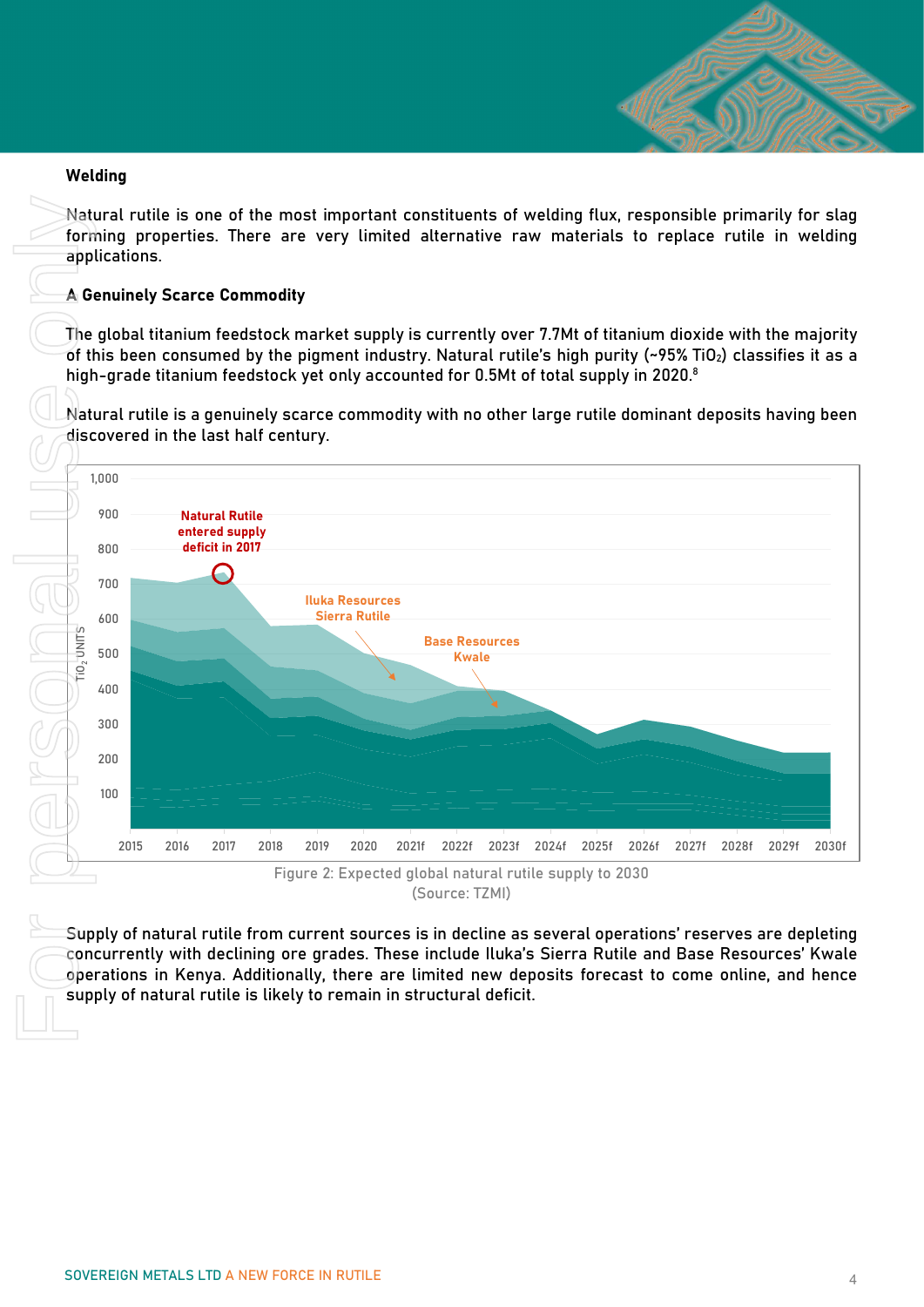**Welding**

Natural rutile is one of the most important constituents of welding flux, responsible primarily for slag forming properties. There are very limited alternative raw materials to replace rutile in welding applications.

**A Genuinely Scarce Commodity**

The global titanium feedstock market supply is currently over 7.7Mt of titanium dioxide with the majority of this been consumed by the pigment industry. Natural rutile's high purity (~95% $TiO_2$) classifies it as a high-grade titanium feedstock yet only accounted for 0.5Mt of total supply in 2020.[8]

Natural rutile is a genuinely scarce commodity with no other large rutile dominant deposits having been discovered in the last half century.

Figure 2: Expected global natural rutile supply to 2030
(Source: TZMI)

Supply of natural rutile from current sources is in decline as several operations' reserves are depleting concurrently with declining ore grades. These include Iluka's Sierra Rutile and Base Resources' Kwale operations in Kenya. Additionally, there are limited new deposits forecast to come online, and hence supply of natural rutile is likely to remain in structural deficit.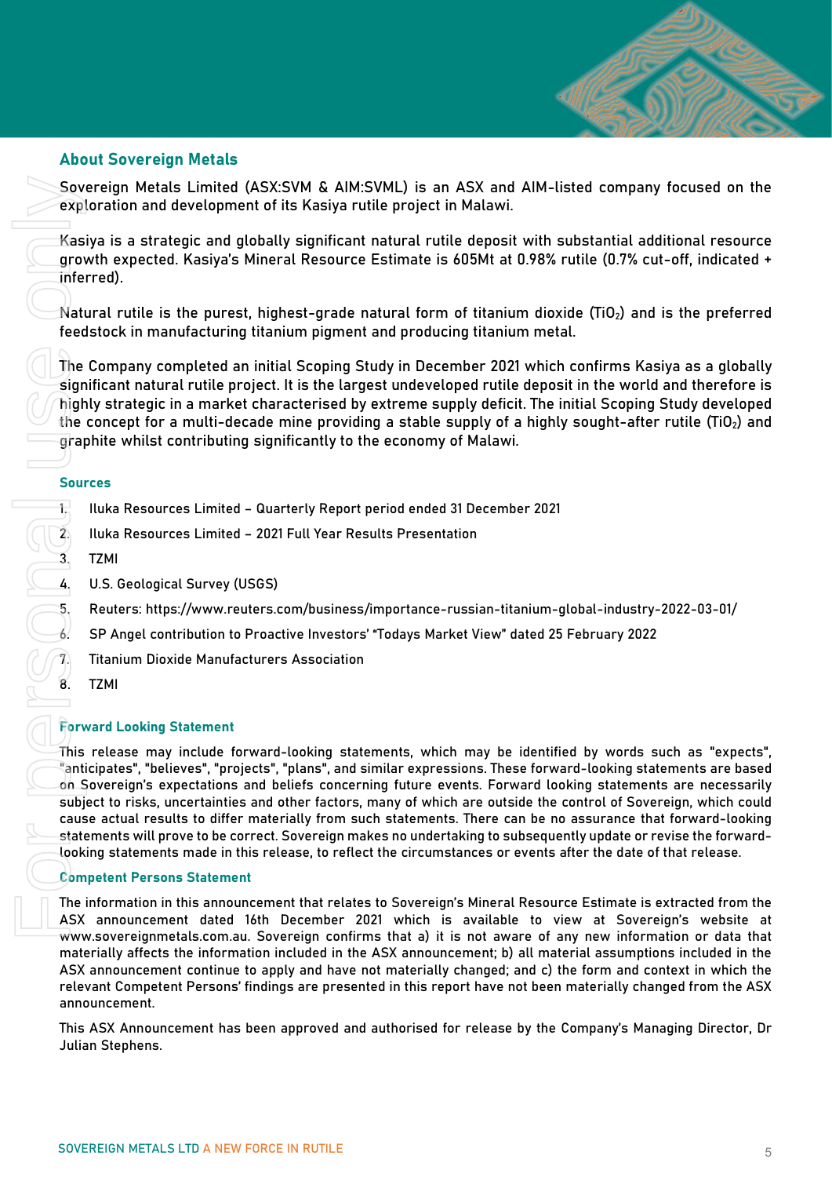## About Sovereign Metals

Sovereign Metals Limited (ASX:SVM & AIM:SVML) is an ASX and AIM-listed company focused on the exploration and development of its Kasiya rutile project in Malawi.

Kasiya is a strategic and globally significant natural rutile deposit with substantial additional resource growth expected. Kasiya's Mineral Resource Estimate is 605Mt at 0.98% rutile (0.7% cut-off, indicated + inferred).

Natural rutile is the purest, highest-grade natural form of titanium dioxide ($TiO_2$) and is the preferred feedstock in manufacturing titanium pigment and producing titanium metal.

The Company completed an initial Scoping Study in December 2021 which confirms Kasiya as a globally significant natural rutile project. It is the largest undeveloped rutile deposit in the world and therefore is highly strategic in a market characterised by extreme supply deficit. The initial Scoping Study developed the concept for a multi-decade mine providing a stable supply of a highly sought-after rutile ($TiO_2$) and graphite whilst contributing significantly to the economy of Malawi.

### Sources

1. Iluka Resources Limited – Quarterly Report period ended 31 December 2021
2. Iluka Resources Limited – 2021 Full Year Results Presentation
3. TZMI
4. U.S. Geological Survey (USGS)
5. Reuters: https://www.reuters.com/business/importance-russian-titanium-global-industry-2022-03-01/
6. SP Angel contribution to Proactive Investors' "Todays Market View" dated 25 February 2022
7. Titanium Dioxide Manufacturers Association
8. TZMI

### Forward Looking Statement

This release may include forward-looking statements, which may be identified by words such as "expects", "anticipates", "believes", "projects", "plans", and similar expressions. These forward-looking statements are based on Sovereign's expectations and beliefs concerning future events. Forward looking statements are necessarily subject to risks, uncertainties and other factors, many of which are outside the control of Sovereign, which could cause actual results to differ materially from such statements. There can be no assurance that forward-looking statements will prove to be correct. Sovereign makes no undertaking to subsequently update or revise the forward-looking statements made in this release, to reflect the circumstances or events after the date of that release.

### Competent Persons Statement

The information in this announcement that relates to Sovereign's Mineral Resource Estimate is extracted from the ASX announcement dated 16th December 2021 which is available to view at Sovereign's website at www.sovereignmetals.com.au. Sovereign confirms that a) it is not aware of any new information or data that materially affects the information included in the ASX announcement; b) all material assumptions included in the ASX announcement continue to apply and have not materially changed; and c) the form and context in which the relevant Competent Persons' findings are presented in this report have not been materially changed from the ASX announcement.

This ASX Announcement has been approved and authorised for release by the Company's Managing Director, Dr Julian Stephens.